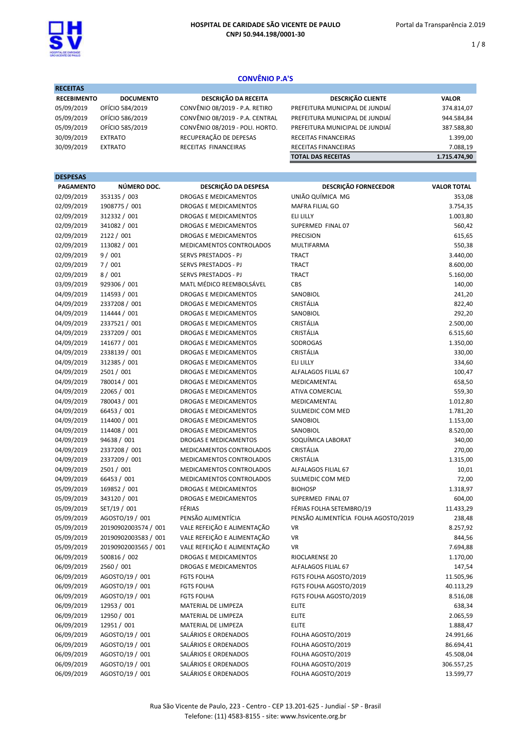**HOSPITAL DE CARIDADE SÃO VICENTE DE PAULO**
**CNPJ 50.944.198/0001-30**

Portal da Transparência 2.019

## CONVÊNIO P.A'S

**RECEITAS**

| RECEBIMENTO | DOCUMENTO | DESCRIÇÃO DA RECEITA | DESCRIÇÃO CLIENTE | VALOR |
|---|---|---|---|---|
| 05/09/2019 | OFÍCIO 584/2019 | CONVÊNIO 08/2019 - P.A. RETIRO | PREFEITURA MUNICIPAL DE JUNDIAÍ | 374.814,07 |
| 05/09/2019 | OFÍCIO 586/2019 | CONVÊNIO 08/2019 - P.A. CENTRAL | PREFEITURA MUNICIPAL DE JUNDIAÍ | 944.584,84 |
| 05/09/2019 | OFÍCIO 585/2019 | CONVÊNIO 08/2019 - POLI. HORTO. | PREFEITURA MUNICIPAL DE JUNDIAÍ | 387.588,80 |
| 30/09/2019 | EXTRATO | RECUPERAÇÃO DE DEPESAS | RECEITAS FINANCEIRAS | 1.399,00 |
| 30/09/2019 | EXTRATO | RECEITAS FINANCEIRAS | RECEITAS FINANCEIRAS | 7.088,19 |
| | | | **TOTAL DAS RECEITAS** | **1.715.474,90** |

**DESPESAS**

| PAGAMENTO | NÚMERO DOC. | DESCRIÇÃO DA DESPESA | DESCRIÇÃO FORNECEDOR | VALOR TOTAL |
|---|---|---|---|---|
| 02/09/2019 | 353135 / 003 | DROGAS E MEDICAMENTOS | UNIÃO QUÍMICA MG | 353,08 |
| 02/09/2019 | 1908775 / 001 | DROGAS E MEDICAMENTOS | MAFRA FILIAL GO | 3.754,35 |
| 02/09/2019 | 312332 / 001 | DROGAS E MEDICAMENTOS | ELI LILLY | 1.003,80 |
| 02/09/2019 | 341082 / 001 | DROGAS E MEDICAMENTOS | SUPERMED FINAL 07 | 560,42 |
| 02/09/2019 | 2122 / 001 | DROGAS E MEDICAMENTOS | PRECISION | 615,65 |
| 02/09/2019 | 113082 / 001 | MEDICAMENTOS CONTROLADOS | MULTIFARMA | 550,38 |
| 02/09/2019 | 9 / 001 | SERVS PRESTADOS - PJ | TRACT | 3.440,00 |
| 02/09/2019 | 7 / 001 | SERVS PRESTADOS - PJ | TRACT | 8.600,00 |
| 02/09/2019 | 8 / 001 | SERVS PRESTADOS - PJ | TRACT | 5.160,00 |
| 03/09/2019 | 929306 / 001 | MATL MÉDICO REEMBOLSÁVEL | CBS | 140,00 |
| 04/09/2019 | 114593 / 001 | DROGAS E MEDICAMENTOS | SANOBIOL | 241,20 |
| 04/09/2019 | 2337208 / 001 | DROGAS E MEDICAMENTOS | CRISTÁLIA | 822,40 |
| 04/09/2019 | 114444 / 001 | DROGAS E MEDICAMENTOS | SANOBIOL | 292,20 |
| 04/09/2019 | 2337521 / 001 | DROGAS E MEDICAMENTOS | CRISTÁLIA | 2.500,00 |
| 04/09/2019 | 2337209 / 001 | DROGAS E MEDICAMENTOS | CRISTÁLIA | 6.515,60 |
| 04/09/2019 | 141677 / 001 | DROGAS E MEDICAMENTOS | SODROGAS | 1.350,00 |
| 04/09/2019 | 2338139 / 001 | DROGAS E MEDICAMENTOS | CRISTÁLIA | 330,00 |
| 04/09/2019 | 312385 / 001 | DROGAS E MEDICAMENTOS | ELI LILLY | 334,60 |
| 04/09/2019 | 2501 / 001 | DROGAS E MEDICAMENTOS | ALFALAGOS FILIAL 67 | 100,47 |
| 04/09/2019 | 780014 / 001 | DROGAS E MEDICAMENTOS | MEDICAMENTAL | 658,50 |
| 04/09/2019 | 22065 / 001 | DROGAS E MEDICAMENTOS | ATIVA COMERCIAL | 559,30 |
| 04/09/2019 | 780043 / 001 | DROGAS E MEDICAMENTOS | MEDICAMENTAL | 1.012,80 |
| 04/09/2019 | 66453 / 001 | DROGAS E MEDICAMENTOS | SULMEDIC COM MED | 1.781,20 |
| 04/09/2019 | 114400 / 001 | DROGAS E MEDICAMENTOS | SANOBIOL | 1.153,00 |
| 04/09/2019 | 114408 / 001 | DROGAS E MEDICAMENTOS | SANOBIOL | 8.520,00 |
| 04/09/2019 | 94638 / 001 | DROGAS E MEDICAMENTOS | SOQUÍMICA LABORAT | 340,00 |
| 04/09/2019 | 2337208 / 001 | MEDICAMENTOS CONTROLADOS | CRISTÁLIA | 270,00 |
| 04/09/2019 | 2337209 / 001 | MEDICAMENTOS CONTROLADOS | CRISTÁLIA | 1.315,00 |
| 04/09/2019 | 2501 / 001 | MEDICAMENTOS CONTROLADOS | ALFALAGOS FILIAL 67 | 10,01 |
| 04/09/2019 | 66453 / 001 | MEDICAMENTOS CONTROLADOS | SULMEDIC COM MED | 72,00 |
| 05/09/2019 | 169852 / 001 | DROGAS E MEDICAMENTOS | BIOHOSP | 1.318,97 |
| 05/09/2019 | 343120 / 001 | DROGAS E MEDICAMENTOS | SUPERMED FINAL 07 | 604,00 |
| 05/09/2019 | SET/19 / 001 | FÉRIAS | FÉRIAS FOLHA SETEMBRO/19 | 11.433,29 |
| 05/09/2019 | AGOSTO/19 / 001 | PENSÃO ALIMENTÍCIA | PENSÃO ALIMENTÍCIA FOLHA AGOSTO/2019 | 238,48 |
| 05/09/2019 | 20190902003574 / 001 | VALE REFEIÇÃO E ALIMENTAÇÃO | VR | 8.257,92 |
| 05/09/2019 | 20190902003583 / 001 | VALE REFEIÇÃO E ALIMENTAÇÃO | VR | 844,56 |
| 05/09/2019 | 20190902003565 / 001 | VALE REFEIÇÃO E ALIMENTAÇÃO | VR | 7.694,88 |
| 06/09/2019 | 500816 / 002 | DROGAS E MEDICAMENTOS | RIOCLARENSE 20 | 1.170,00 |
| 06/09/2019 | 2560 / 001 | DROGAS E MEDICAMENTOS | ALFALAGOS FILIAL 67 | 147,54 |
| 06/09/2019 | AGOSTO/19 / 001 | FGTS FOLHA | FGTS FOLHA AGOSTO/2019 | 11.505,96 |
| 06/09/2019 | AGOSTO/19 / 001 | FGTS FOLHA | FGTS FOLHA AGOSTO/2019 | 40.113,29 |
| 06/09/2019 | AGOSTO/19 / 001 | FGTS FOLHA | FGTS FOLHA AGOSTO/2019 | 8.516,08 |
| 06/09/2019 | 12953 / 001 | MATERIAL DE LIMPEZA | ELITE | 638,34 |
| 06/09/2019 | 12950 / 001 | MATERIAL DE LIMPEZA | ELITE | 2.065,59 |
| 06/09/2019 | 12951 / 001 | MATERIAL DE LIMPEZA | ELITE | 1.888,47 |
| 06/09/2019 | AGOSTO/19 / 001 | SALÁRIOS E ORDENADOS | FOLHA AGOSTO/2019 | 24.991,66 |
| 06/09/2019 | AGOSTO/19 / 001 | SALÁRIOS E ORDENADOS | FOLHA AGOSTO/2019 | 86.694,41 |
| 06/09/2019 | AGOSTO/19 / 001 | SALÁRIOS E ORDENADOS | FOLHA AGOSTO/2019 | 45.508,04 |
| 06/09/2019 | AGOSTO/19 / 001 | SALÁRIOS E ORDENADOS | FOLHA AGOSTO/2019 | 306.557,25 |
| 06/09/2019 | AGOSTO/19 / 001 | SALÁRIOS E ORDENADOS | FOLHA AGOSTO/2019 | 13.599,77 |

Rua São Vicente de Paulo, 223 - Centro - CEP 13.201-625 - Jundiaí - SP - Brasil
Telefone: (11) 4583-8155 - site: www.hsvicente.org.br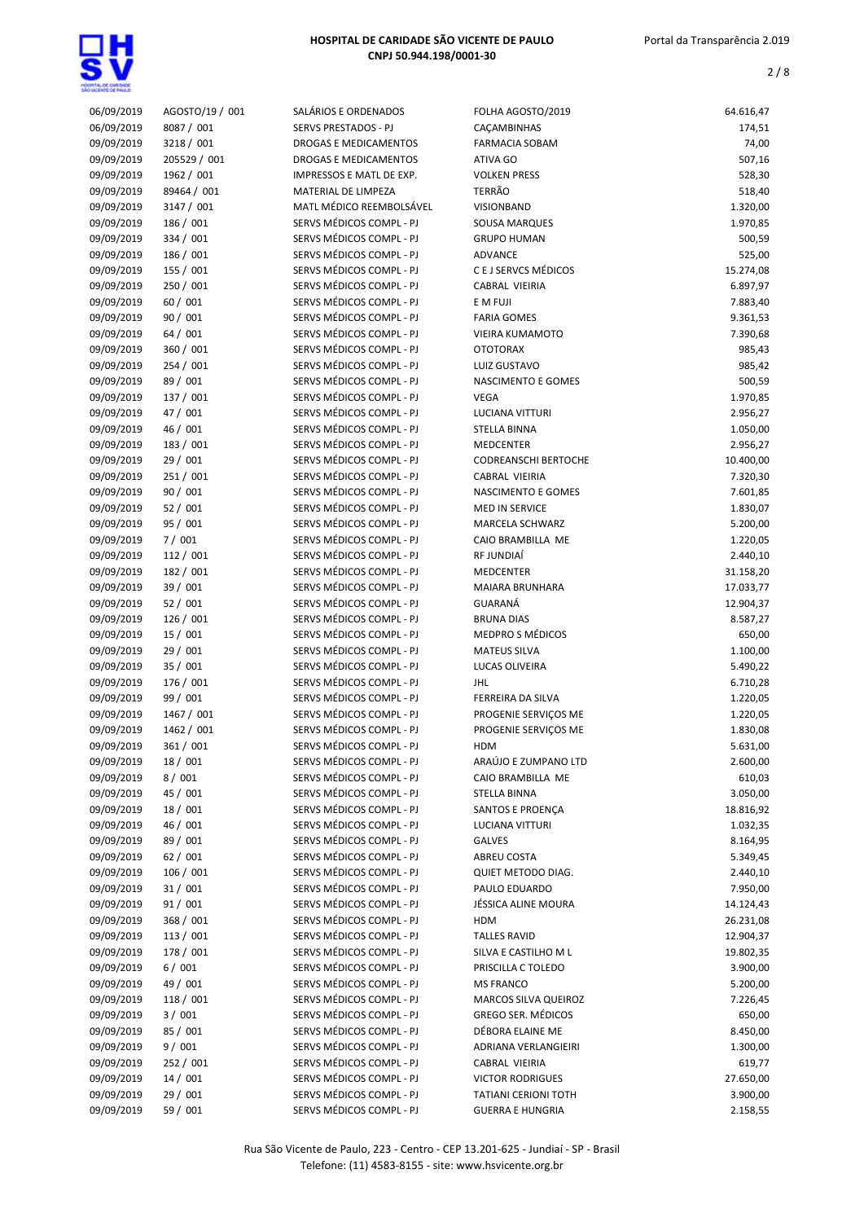| | | | | |
|---|---|---|---|---|
| 06/09/2019 | AGOSTO/19 / 001 | SALÁRIOS E ORDENADOS | FOLHA AGOSTO/2019 | 64.616,47 |
| 06/09/2019 | 8087 / 001 | SERVS PRESTADOS - PJ | CAÇAMBINHAS | 174,51 |
| 09/09/2019 | 3218 / 001 | DROGAS E MEDICAMENTOS | FARMACIA SOBAM | 74,00 |
| 09/09/2019 | 205529 / 001 | DROGAS E MEDICAMENTOS | ATIVA GO | 507,16 |
| 09/09/2019 | 1962 / 001 | IMPRESSOS E MATL DE EXP. | VOLKEN PRESS | 528,30 |
| 09/09/2019 | 89464 / 001 | MATERIAL DE LIMPEZA | TERRÃO | 518,40 |
| 09/09/2019 | 3147 / 001 | MATL MÉDICO REEMBOLSÁVEL | VISIONBAND | 1.320,00 |
| 09/09/2019 | 186 / 001 | SERVS MÉDICOS COMPL - PJ | SOUSA MARQUES | 1.970,85 |
| 09/09/2019 | 334 / 001 | SERVS MÉDICOS COMPL - PJ | GRUPO HUMAN | 500,59 |
| 09/09/2019 | 186 / 001 | SERVS MÉDICOS COMPL - PJ | ADVANCE | 525,00 |
| 09/09/2019 | 155 / 001 | SERVS MÉDICOS COMPL - PJ | C E J SERVCS MÉDICOS | 15.274,08 |
| 09/09/2019 | 250 / 001 | SERVS MÉDICOS COMPL - PJ | CABRAL VIEIRIA | 6.897,97 |
| 09/09/2019 | 60 / 001 | SERVS MÉDICOS COMPL - PJ | E M FUJI | 7.883,40 |
| 09/09/2019 | 90 / 001 | SERVS MÉDICOS COMPL - PJ | FARIA GOMES | 9.361,53 |
| 09/09/2019 | 64 / 001 | SERVS MÉDICOS COMPL - PJ | VIEIRA KUMAMOTO | 7.390,68 |
| 09/09/2019 | 360 / 001 | SERVS MÉDICOS COMPL - PJ | OTOTORAX | 985,43 |
| 09/09/2019 | 254 / 001 | SERVS MÉDICOS COMPL - PJ | LUIZ GUSTAVO | 985,42 |
| 09/09/2019 | 89 / 001 | SERVS MÉDICOS COMPL - PJ | NASCIMENTO E GOMES | 500,59 |
| 09/09/2019 | 137 / 001 | SERVS MÉDICOS COMPL - PJ | VEGA | 1.970,85 |
| 09/09/2019 | 47 / 001 | SERVS MÉDICOS COMPL - PJ | LUCIANA VITTURI | 2.956,27 |
| 09/09/2019 | 46 / 001 | SERVS MÉDICOS COMPL - PJ | STELLA BINNA | 1.050,00 |
| 09/09/2019 | 183 / 001 | SERVS MÉDICOS COMPL - PJ | MEDCENTER | 2.956,27 |
| 09/09/2019 | 29 / 001 | SERVS MÉDICOS COMPL - PJ | CODREANSCHI BERTOCHE | 10.400,00 |
| 09/09/2019 | 251 / 001 | SERVS MÉDICOS COMPL - PJ | CABRAL VIEIRIA | 7.320,30 |
| 09/09/2019 | 90 / 001 | SERVS MÉDICOS COMPL - PJ | NASCIMENTO E GOMES | 7.601,85 |
| 09/09/2019 | 52 / 001 | SERVS MÉDICOS COMPL - PJ | MED IN SERVICE | 1.830,07 |
| 09/09/2019 | 95 / 001 | SERVS MÉDICOS COMPL - PJ | MARCELA SCHWARZ | 5.200,00 |
| 09/09/2019 | 7 / 001 | SERVS MÉDICOS COMPL - PJ | CAIO BRAMBILLA ME | 1.220,05 |
| 09/09/2019 | 112 / 001 | SERVS MÉDICOS COMPL - PJ | RF JUNDIAÍ | 2.440,10 |
| 09/09/2019 | 182 / 001 | SERVS MÉDICOS COMPL - PJ | MEDCENTER | 31.158,20 |
| 09/09/2019 | 39 / 001 | SERVS MÉDICOS COMPL - PJ | MAIARA BRUNHARA | 17.033,77 |
| 09/09/2019 | 52 / 001 | SERVS MÉDICOS COMPL - PJ | GUARANÁ | 12.904,37 |
| 09/09/2019 | 126 / 001 | SERVS MÉDICOS COMPL - PJ | BRUNA DIAS | 8.587,27 |
| 09/09/2019 | 15 / 001 | SERVS MÉDICOS COMPL - PJ | MEDPRO S MÉDICOS | 650,00 |
| 09/09/2019 | 29 / 001 | SERVS MÉDICOS COMPL - PJ | MATEUS SILVA | 1.100,00 |
| 09/09/2019 | 35 / 001 | SERVS MÉDICOS COMPL - PJ | LUCAS OLIVEIRA | 5.490,22 |
| 09/09/2019 | 176 / 001 | SERVS MÉDICOS COMPL - PJ | JHL | 6.710,28 |
| 09/09/2019 | 99 / 001 | SERVS MÉDICOS COMPL - PJ | FERREIRA DA SILVA | 1.220,05 |
| 09/09/2019 | 1467 / 001 | SERVS MÉDICOS COMPL - PJ | PROGENIE SERVIÇOS ME | 1.220,05 |
| 09/09/2019 | 1462 / 001 | SERVS MÉDICOS COMPL - PJ | PROGENIE SERVIÇOS ME | 1.830,08 |
| 09/09/2019 | 361 / 001 | SERVS MÉDICOS COMPL - PJ | HDM | 5.631,00 |
| 09/09/2019 | 18 / 001 | SERVS MÉDICOS COMPL - PJ | ARAÚJO E ZUMPANO LTD | 2.600,00 |
| 09/09/2019 | 8 / 001 | SERVS MÉDICOS COMPL - PJ | CAIO BRAMBILLA ME | 610,03 |
| 09/09/2019 | 45 / 001 | SERVS MÉDICOS COMPL - PJ | STELLA BINNA | 3.050,00 |
| 09/09/2019 | 18 / 001 | SERVS MÉDICOS COMPL - PJ | SANTOS E PROENÇA | 18.816,92 |
| 09/09/2019 | 46 / 001 | SERVS MÉDICOS COMPL - PJ | LUCIANA VITTURI | 1.032,35 |
| 09/09/2019 | 89 / 001 | SERVS MÉDICOS COMPL - PJ | GALVES | 8.164,95 |
| 09/09/2019 | 62 / 001 | SERVS MÉDICOS COMPL - PJ | ABREU COSTA | 5.349,45 |
| 09/09/2019 | 106 / 001 | SERVS MÉDICOS COMPL - PJ | QUIET METODO DIAG. | 2.440,10 |
| 09/09/2019 | 31 / 001 | SERVS MÉDICOS COMPL - PJ | PAULO EDUARDO | 7.950,00 |
| 09/09/2019 | 91 / 001 | SERVS MÉDICOS COMPL - PJ | JÉSSICA ALINE MOURA | 14.124,43 |
| 09/09/2019 | 368 / 001 | SERVS MÉDICOS COMPL - PJ | HDM | 26.231,08 |
| 09/09/2019 | 113 / 001 | SERVS MÉDICOS COMPL - PJ | TALLES RAVID | 12.904,37 |
| 09/09/2019 | 178 / 001 | SERVS MÉDICOS COMPL - PJ | SILVA E CASTILHO M L | 19.802,35 |
| 09/09/2019 | 6 / 001 | SERVS MÉDICOS COMPL - PJ | PRISCILLA C TOLEDO | 3.900,00 |
| 09/09/2019 | 49 / 001 | SERVS MÉDICOS COMPL - PJ | MS FRANCO | 5.200,00 |
| 09/09/2019 | 118 / 001 | SERVS MÉDICOS COMPL - PJ | MARCOS SILVA QUEIROZ | 7.226,45 |
| 09/09/2019 | 3 / 001 | SERVS MÉDICOS COMPL - PJ | GREGO SER. MÉDICOS | 650,00 |
| 09/09/2019 | 85 / 001 | SERVS MÉDICOS COMPL - PJ | DÉBORA ELAINE ME | 8.450,00 |
| 09/09/2019 | 9 / 001 | SERVS MÉDICOS COMPL - PJ | ADRIANA VERLANGIEIRI | 1.300,00 |
| 09/09/2019 | 252 / 001 | SERVS MÉDICOS COMPL - PJ | CABRAL VIEIRIA | 619,77 |
| 09/09/2019 | 14 / 001 | SERVS MÉDICOS COMPL - PJ | VICTOR RODRIGUES | 27.650,00 |
| 09/09/2019 | 29 / 001 | SERVS MÉDICOS COMPL - PJ | TATIANI CERIONI TOTH | 3.900,00 |
| 09/09/2019 | 59 / 001 | SERVS MÉDICOS COMPL - PJ | GUERRA E HUNGRIA | 2.158,55 |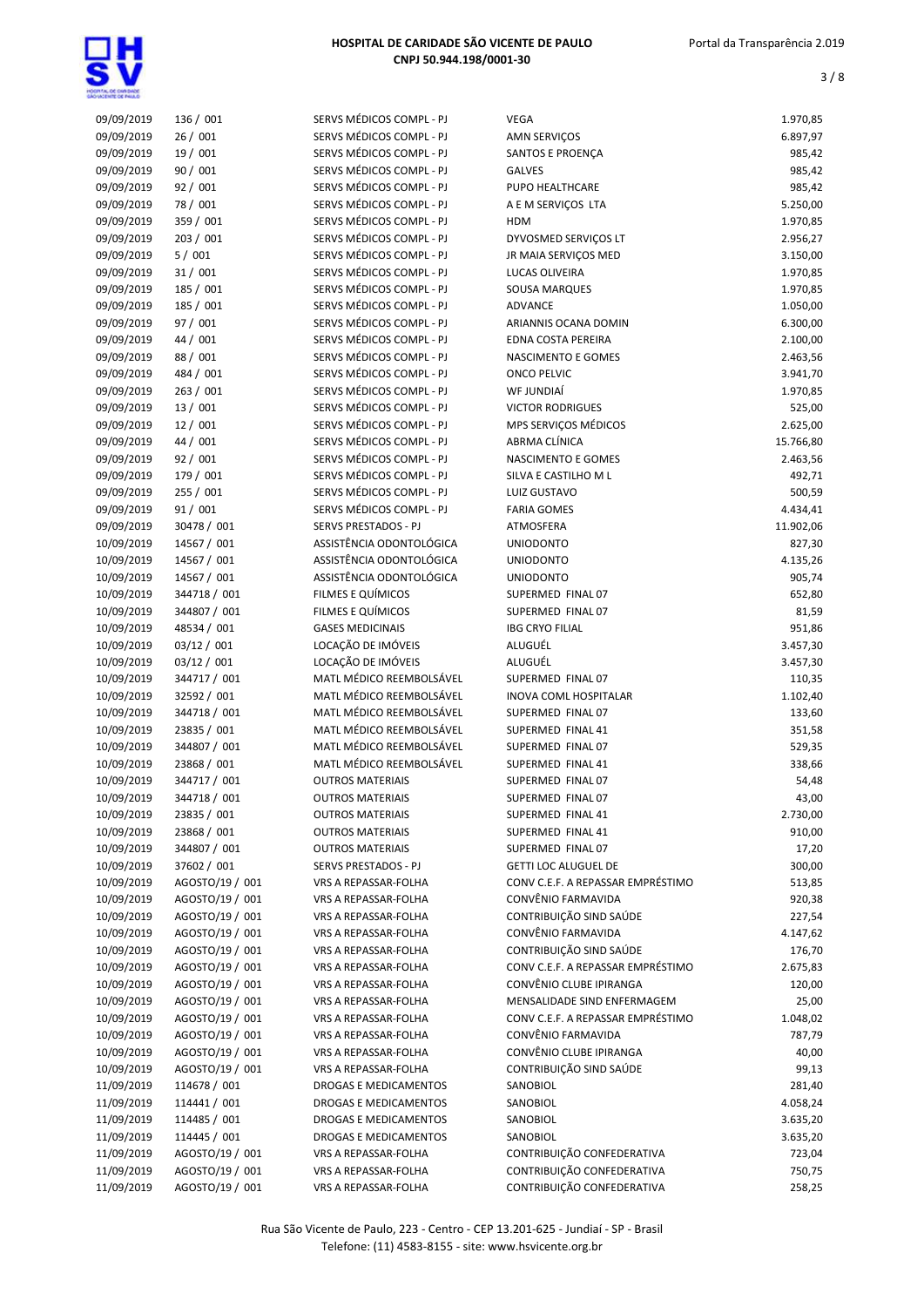| | | | | |
|---|---|---|---|---|
| 09/09/2019 | 136 / 001 | SERVS MÉDICOS COMPL - PJ | VEGA | 1.970,85 |
| 09/09/2019 | 26 / 001 | SERVS MÉDICOS COMPL - PJ | AMN SERVIÇOS | 6.897,97 |
| 09/09/2019 | 19 / 001 | SERVS MÉDICOS COMPL - PJ | SANTOS E PROENÇA | 985,42 |
| 09/09/2019 | 90 / 001 | SERVS MÉDICOS COMPL - PJ | GALVES | 985,42 |
| 09/09/2019 | 92 / 001 | SERVS MÉDICOS COMPL - PJ | PUPO HEALTHCARE | 985,42 |
| 09/09/2019 | 78 / 001 | SERVS MÉDICOS COMPL - PJ | A E M SERVIÇOS LTA | 5.250,00 |
| 09/09/2019 | 359 / 001 | SERVS MÉDICOS COMPL - PJ | HDM | 1.970,85 |
| 09/09/2019 | 203 / 001 | SERVS MÉDICOS COMPL - PJ | DYVOSMED SERVIÇOS LT | 2.956,27 |
| 09/09/2019 | 5 / 001 | SERVS MÉDICOS COMPL - PJ | JR MAIA SERVIÇOS MED | 3.150,00 |
| 09/09/2019 | 31 / 001 | SERVS MÉDICOS COMPL - PJ | LUCAS OLIVEIRA | 1.970,85 |
| 09/09/2019 | 185 / 001 | SERVS MÉDICOS COMPL - PJ | SOUSA MARQUES | 1.970,85 |
| 09/09/2019 | 185 / 001 | SERVS MÉDICOS COMPL - PJ | ADVANCE | 1.050,00 |
| 09/09/2019 | 97 / 001 | SERVS MÉDICOS COMPL - PJ | ARIANNIS OCANA DOMIN | 6.300,00 |
| 09/09/2019 | 44 / 001 | SERVS MÉDICOS COMPL - PJ | EDNA COSTA PEREIRA | 2.100,00 |
| 09/09/2019 | 88 / 001 | SERVS MÉDICOS COMPL - PJ | NASCIMENTO E GOMES | 2.463,56 |
| 09/09/2019 | 484 / 001 | SERVS MÉDICOS COMPL - PJ | ONCO PELVIC | 3.941,70 |
| 09/09/2019 | 263 / 001 | SERVS MÉDICOS COMPL - PJ | WF JUNDIAÍ | 1.970,85 |
| 09/09/2019 | 13 / 001 | SERVS MÉDICOS COMPL - PJ | VICTOR RODRIGUES | 525,00 |
| 09/09/2019 | 12 / 001 | SERVS MÉDICOS COMPL - PJ | MPS SERVIÇOS MÉDICOS | 2.625,00 |
| 09/09/2019 | 44 / 001 | SERVS MÉDICOS COMPL - PJ | ABRMA CLÍNICA | 15.766,80 |
| 09/09/2019 | 92 / 001 | SERVS MÉDICOS COMPL - PJ | NASCIMENTO E GOMES | 2.463,56 |
| 09/09/2019 | 179 / 001 | SERVS MÉDICOS COMPL - PJ | SILVA E CASTILHO M L | 492,71 |
| 09/09/2019 | 255 / 001 | SERVS MÉDICOS COMPL - PJ | LUIZ GUSTAVO | 500,59 |
| 09/09/2019 | 91 / 001 | SERVS MÉDICOS COMPL - PJ | FARIA GOMES | 4.434,41 |
| 09/09/2019 | 30478 / 001 | SERVS PRESTADOS - PJ | ATMOSFERA | 11.902,06 |
| 10/09/2019 | 14567 / 001 | ASSISTÊNCIA ODONTOLÓGICA | UNIODONTO | 827,30 |
| 10/09/2019 | 14567 / 001 | ASSISTÊNCIA ODONTOLÓGICA | UNIODONTO | 4.135,26 |
| 10/09/2019 | 14567 / 001 | ASSISTÊNCIA ODONTOLÓGICA | UNIODONTO | 905,74 |
| 10/09/2019 | 344718 / 001 | FILMES E QUÍMICOS | SUPERMED FINAL 07 | 652,80 |
| 10/09/2019 | 344807 / 001 | FILMES E QUÍMICOS | SUPERMED FINAL 07 | 81,59 |
| 10/09/2019 | 48534 / 001 | GASES MEDICINAIS | IBG CRYO FILIAL | 951,86 |
| 10/09/2019 | 03/12 / 001 | LOCAÇÃO DE IMÓVEIS | ALUGUÉL | 3.457,30 |
| 10/09/2019 | 03/12 / 001 | LOCAÇÃO DE IMÓVEIS | ALUGUÉL | 3.457,30 |
| 10/09/2019 | 344717 / 001 | MATL MÉDICO REEMBOLSÁVEL | SUPERMED FINAL 07 | 110,35 |
| 10/09/2019 | 32592 / 001 | MATL MÉDICO REEMBOLSÁVEL | INOVA COML HOSPITALAR | 1.102,40 |
| 10/09/2019 | 344718 / 001 | MATL MÉDICO REEMBOLSÁVEL | SUPERMED FINAL 07 | 133,60 |
| 10/09/2019 | 23835 / 001 | MATL MÉDICO REEMBOLSÁVEL | SUPERMED FINAL 41 | 351,58 |
| 10/09/2019 | 344807 / 001 | MATL MÉDICO REEMBOLSÁVEL | SUPERMED FINAL 07 | 529,35 |
| 10/09/2019 | 23868 / 001 | MATL MÉDICO REEMBOLSÁVEL | SUPERMED FINAL 41 | 338,66 |
| 10/09/2019 | 344717 / 001 | OUTROS MATERIAIS | SUPERMED FINAL 07 | 54,48 |
| 10/09/2019 | 344718 / 001 | OUTROS MATERIAIS | SUPERMED FINAL 07 | 43,00 |
| 10/09/2019 | 23835 / 001 | OUTROS MATERIAIS | SUPERMED FINAL 41 | 2.730,00 |
| 10/09/2019 | 23868 / 001 | OUTROS MATERIAIS | SUPERMED FINAL 41 | 910,00 |
| 10/09/2019 | 344807 / 001 | OUTROS MATERIAIS | SUPERMED FINAL 07 | 17,20 |
| 10/09/2019 | 37602 / 001 | SERVS PRESTADOS - PJ | GETTI LOC ALUGUEL DE | 300,00 |
| 10/09/2019 | AGOSTO/19 / 001 | VRS A REPASSAR-FOLHA | CONV C.E.F. A REPASSAR EMPRÉSTIMO | 513,85 |
| 10/09/2019 | AGOSTO/19 / 001 | VRS A REPASSAR-FOLHA | CONVÊNIO FARMAVIDA | 920,38 |
| 10/09/2019 | AGOSTO/19 / 001 | VRS A REPASSAR-FOLHA | CONTRIBUIÇÃO SIND SAÚDE | 227,54 |
| 10/09/2019 | AGOSTO/19 / 001 | VRS A REPASSAR-FOLHA | CONVÊNIO FARMAVIDA | 4.147,62 |
| 10/09/2019 | AGOSTO/19 / 001 | VRS A REPASSAR-FOLHA | CONTRIBUIÇÃO SIND SAÚDE | 176,70 |
| 10/09/2019 | AGOSTO/19 / 001 | VRS A REPASSAR-FOLHA | CONV C.E.F. A REPASSAR EMPRÉSTIMO | 2.675,83 |
| 10/09/2019 | AGOSTO/19 / 001 | VRS A REPASSAR-FOLHA | CONVÊNIO CLUBE IPIRANGA | 120,00 |
| 10/09/2019 | AGOSTO/19 / 001 | VRS A REPASSAR-FOLHA | MENSALIDADE SIND ENFERMAGEM | 25,00 |
| 10/09/2019 | AGOSTO/19 / 001 | VRS A REPASSAR-FOLHA | CONV C.E.F. A REPASSAR EMPRÉSTIMO | 1.048,02 |
| 10/09/2019 | AGOSTO/19 / 001 | VRS A REPASSAR-FOLHA | CONVÊNIO FARMAVIDA | 787,79 |
| 10/09/2019 | AGOSTO/19 / 001 | VRS A REPASSAR-FOLHA | CONVÊNIO CLUBE IPIRANGA | 40,00 |
| 10/09/2019 | AGOSTO/19 / 001 | VRS A REPASSAR-FOLHA | CONTRIBUIÇÃO SIND SAÚDE | 99,13 |
| 11/09/2019 | 114678 / 001 | DROGAS E MEDICAMENTOS | SANOBIOL | 281,40 |
| 11/09/2019 | 114441 / 001 | DROGAS E MEDICAMENTOS | SANOBIOL | 4.058,24 |
| 11/09/2019 | 114485 / 001 | DROGAS E MEDICAMENTOS | SANOBIOL | 3.635,20 |
| 11/09/2019 | 114445 / 001 | DROGAS E MEDICAMENTOS | SANOBIOL | 3.635,20 |
| 11/09/2019 | AGOSTO/19 / 001 | VRS A REPASSAR-FOLHA | CONTRIBUIÇÃO CONFEDERATIVA | 723,04 |
| 11/09/2019 | AGOSTO/19 / 001 | VRS A REPASSAR-FOLHA | CONTRIBUIÇÃO CONFEDERATIVA | 750,75 |
| 11/09/2019 | AGOSTO/19 / 001 | VRS A REPASSAR-FOLHA | CONTRIBUIÇÃO CONFEDERATIVA | 258,25 |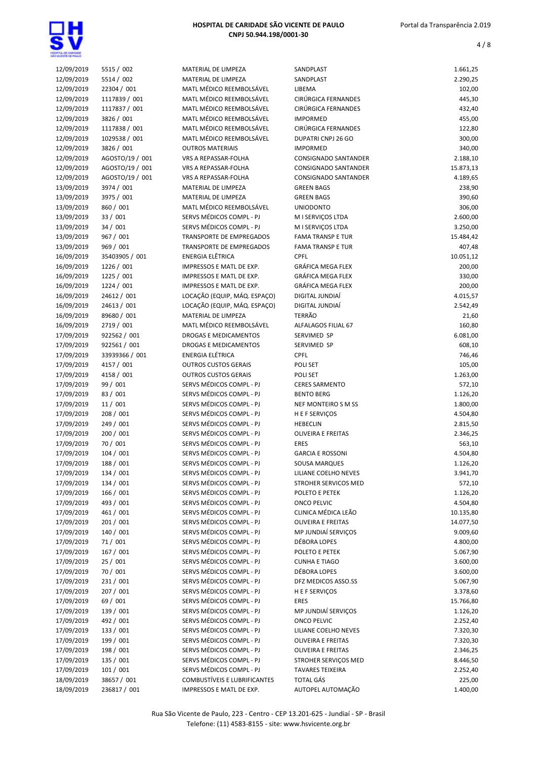| | | | | |
|---|---|---|---|---|
| 12/09/2019 | 5515 / 002 | MATERIAL DE LIMPEZA | SANDPLAST | 1.661,25 |
| 12/09/2019 | 5514 / 002 | MATERIAL DE LIMPEZA | SANDPLAST | 2.290,25 |
| 12/09/2019 | 22304 / 001 | MATL MÉDICO REEMBOLSÁVEL | LIBEMA | 102,00 |
| 12/09/2019 | 1117839 / 001 | MATL MÉDICO REEMBOLSÁVEL | CIRÚRGICA FERNANDES | 445,30 |
| 12/09/2019 | 1117837 / 001 | MATL MÉDICO REEMBOLSÁVEL | CIRÚRGICA FERNANDES | 432,40 |
| 12/09/2019 | 3826 / 001 | MATL MÉDICO REEMBOLSÁVEL | IMPORMED | 455,00 |
| 12/09/2019 | 1117838 / 001 | MATL MÉDICO REEMBOLSÁVEL | CIRÚRGICA FERNANDES | 122,80 |
| 12/09/2019 | 1029538 / 001 | MATL MÉDICO REEMBOLSÁVEL | DUPATRI CNPJ 26 GO | 300,00 |
| 12/09/2019 | 3826 / 001 | OUTROS MATERIAIS | IMPORMED | 340,00 |
| 12/09/2019 | AGOSTO/19 / 001 | VRS A REPASSAR-FOLHA | CONSIGNADO SANTANDER | 2.188,10 |
| 12/09/2019 | AGOSTO/19 / 001 | VRS A REPASSAR-FOLHA | CONSIGNADO SANTANDER | 15.873,13 |
| 12/09/2019 | AGOSTO/19 / 001 | VRS A REPASSAR-FOLHA | CONSIGNADO SANTANDER | 4.189,65 |
| 13/09/2019 | 3974 / 001 | MATERIAL DE LIMPEZA | GREEN BAGS | 238,90 |
| 13/09/2019 | 3975 / 001 | MATERIAL DE LIMPEZA | GREEN BAGS | 390,60 |
| 13/09/2019 | 860 / 001 | MATL MÉDICO REEMBOLSÁVEL | UNIODONTO | 306,00 |
| 13/09/2019 | 33 / 001 | SERVS MÉDICOS COMPL - PJ | M I SERVIÇOS LTDA | 2.600,00 |
| 13/09/2019 | 34 / 001 | SERVS MÉDICOS COMPL - PJ | M I SERVIÇOS LTDA | 3.250,00 |
| 13/09/2019 | 967 / 001 | TRANSPORTE DE EMPREGADOS | FAMA TRANSP E TUR | 15.484,42 |
| 13/09/2019 | 969 / 001 | TRANSPORTE DE EMPREGADOS | FAMA TRANSP E TUR | 407,48 |
| 16/09/2019 | 35403905 / 001 | ENERGIA ELÊTRICA | CPFL | 10.051,12 |
| 16/09/2019 | 1226 / 001 | IMPRESSOS E MATL DE EXP. | GRÁFICA MEGA FLEX | 200,00 |
| 16/09/2019 | 1225 / 001 | IMPRESSOS E MATL DE EXP. | GRÁFICA MEGA FLEX | 330,00 |
| 16/09/2019 | 1224 / 001 | IMPRESSOS E MATL DE EXP. | GRÁFICA MEGA FLEX | 200,00 |
| 16/09/2019 | 24612 / 001 | LOCAÇÃO (EQUIP, MÁQ. ESPAÇO) | DIGITAL JUNDIAÍ | 4.015,57 |
| 16/09/2019 | 24613 / 001 | LOCAÇÃO (EQUIP, MÁQ. ESPAÇO) | DIGITAL JUNDIAÍ | 2.542,49 |
| 16/09/2019 | 89680 / 001 | MATERIAL DE LIMPEZA | TERRÃO | 21,60 |
| 16/09/2019 | 2719 / 001 | MATL MÉDICO REEMBOLSÁVEL | ALFALAGOS FILIAL 67 | 160,80 |
| 17/09/2019 | 922562 / 001 | DROGAS E MEDICAMENTOS | SERVIMED SP | 6.081,00 |
| 17/09/2019 | 922561 / 001 | DROGAS E MEDICAMENTOS | SERVIMED SP | 608,10 |
| 17/09/2019 | 33939366 / 001 | ENERGIA ELÉTRICA | CPFL | 746,46 |
| 17/09/2019 | 4157 / 001 | OUTROS CUSTOS GERAIS | POLI SET | 105,00 |
| 17/09/2019 | 4158 / 001 | OUTROS CUSTOS GERAIS | POLI SET | 1.263,00 |
| 17/09/2019 | 99 / 001 | SERVS MÉDICOS COMPL - PJ | CERES SARMENTO | 572,10 |
| 17/09/2019 | 83 / 001 | SERVS MÉDICOS COMPL - PJ | BENTO BERG | 1.126,20 |
| 17/09/2019 | 11 / 001 | SERVS MÉDICOS COMPL - PJ | NEF MONTEIRO S M SS | 1.800,00 |
| 17/09/2019 | 208 / 001 | SERVS MÉDICOS COMPL - PJ | H E F SERVIÇOS | 4.504,80 |
| 17/09/2019 | 249 / 001 | SERVS MÉDICOS COMPL - PJ | HEBECLIN | 2.815,50 |
| 17/09/2019 | 200 / 001 | SERVS MÉDICOS COMPL - PJ | OLIVEIRA E FREITAS | 2.346,25 |
| 17/09/2019 | 70 / 001 | SERVS MÉDICOS COMPL - PJ | ERES | 563,10 |
| 17/09/2019 | 104 / 001 | SERVS MÉDICOS COMPL - PJ | GARCIA E ROSSONI | 4.504,80 |
| 17/09/2019 | 188 / 001 | SERVS MÉDICOS COMPL - PJ | SOUSA MARQUES | 1.126,20 |
| 17/09/2019 | 134 / 001 | SERVS MÉDICOS COMPL - PJ | LILIANE COELHO NEVES | 3.941,70 |
| 17/09/2019 | 134 / 001 | SERVS MÉDICOS COMPL - PJ | STROHER SERVICOS MED | 572,10 |
| 17/09/2019 | 166 / 001 | SERVS MÉDICOS COMPL - PJ | POLETO E PETEK | 1.126,20 |
| 17/09/2019 | 493 / 001 | SERVS MÉDICOS COMPL - PJ | ONCO PELVIC | 4.504,80 |
| 17/09/2019 | 461 / 001 | SERVS MÉDICOS COMPL - PJ | CLINICA MÉDICA LEÃO | 10.135,80 |
| 17/09/2019 | 201 / 001 | SERVS MÉDICOS COMPL - PJ | OLIVEIRA E FREITAS | 14.077,50 |
| 17/09/2019 | 140 / 001 | SERVS MÉDICOS COMPL - PJ | MP JUNDIAÍ SERVIÇOS | 9.009,60 |
| 17/09/2019 | 71 / 001 | SERVS MÉDICOS COMPL - PJ | DÉBORA LOPES | 4.800,00 |
| 17/09/2019 | 167 / 001 | SERVS MÉDICOS COMPL - PJ | POLETO E PETEK | 5.067,90 |
| 17/09/2019 | 25 / 001 | SERVS MÉDICOS COMPL - PJ | CUNHA E TIAGO | 3.600,00 |
| 17/09/2019 | 70 / 001 | SERVS MÉDICOS COMPL - PJ | DÉBORA LOPES | 3.600,00 |
| 17/09/2019 | 231 / 001 | SERVS MÉDICOS COMPL - PJ | DFZ MEDICOS ASSO.SS | 5.067,90 |
| 17/09/2019 | 207 / 001 | SERVS MÉDICOS COMPL - PJ | H E F SERVIÇOS | 3.378,60 |
| 17/09/2019 | 69 / 001 | SERVS MÉDICOS COMPL - PJ | ERES | 15.766,80 |
| 17/09/2019 | 139 / 001 | SERVS MÉDICOS COMPL - PJ | MP JUNDIAÍ SERVIÇOS | 1.126,20 |
| 17/09/2019 | 492 / 001 | SERVS MÉDICOS COMPL - PJ | ONCO PELVIC | 2.252,40 |
| 17/09/2019 | 133 / 001 | SERVS MÉDICOS COMPL - PJ | LILIANE COELHO NEVES | 7.320,30 |
| 17/09/2019 | 199 / 001 | SERVS MÉDICOS COMPL - PJ | OLIVEIRA E FREITAS | 7.320,30 |
| 17/09/2019 | 198 / 001 | SERVS MÉDICOS COMPL - PJ | OLIVEIRA E FREITAS | 2.346,25 |
| 17/09/2019 | 135 / 001 | SERVS MÉDICOS COMPL - PJ | STROHER SERVIÇOS MED | 8.446,50 |
| 17/09/2019 | 101 / 001 | SERVS MÉDICOS COMPL - PJ | TAVARES TEIXEIRA | 2.252,40 |
| 18/09/2019 | 38657 / 001 | COMBUSTÍVEIS E LUBRIFICANTES | TOTAL GÁS | 225,00 |
| 18/09/2019 | 236817 / 001 | IMPRESSOS E MATL DE EXP. | AUTOPEL AUTOMAÇÃO | 1.400,00 |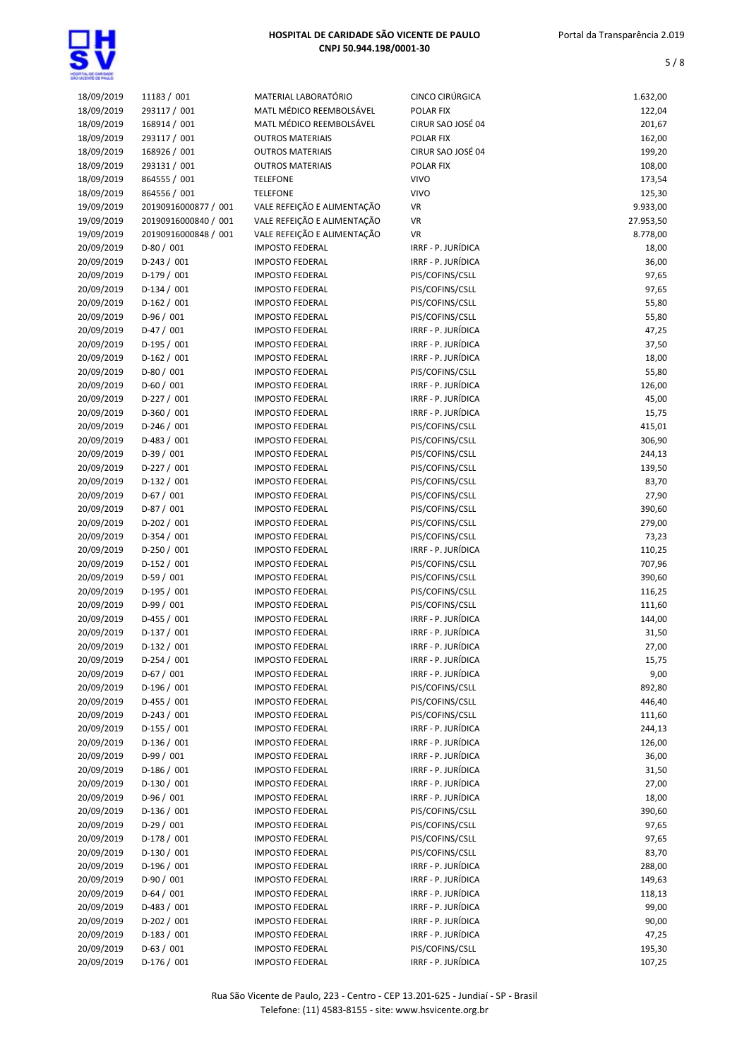| | | | | |
|---|---|---|---|---|
| 18/09/2019 | 11183 / 001 | MATERIAL LABORATÓRIO | CINCO CIRÚRGICA | 1.632,00 |
| 18/09/2019 | 293117 / 001 | MATL MÉDICO REEMBOLSÁVEL | POLAR FIX | 122,04 |
| 18/09/2019 | 168914 / 001 | MATL MÉDICO REEMBOLSÁVEL | CIRUR SAO JOSÉ 04 | 201,67 |
| 18/09/2019 | 293117 / 001 | OUTROS MATERIAIS | POLAR FIX | 162,00 |
| 18/09/2019 | 168926 / 001 | OUTROS MATERIAIS | CIRUR SAO JOSÉ 04 | 199,20 |
| 18/09/2019 | 293131 / 001 | OUTROS MATERIAIS | POLAR FIX | 108,00 |
| 18/09/2019 | 864555 / 001 | TELEFONE | VIVO | 173,54 |
| 18/09/2019 | 864556 / 001 | TELEFONE | VIVO | 125,30 |
| 19/09/2019 | 20190916000877 / 001 | VALE REFEIÇÃO E ALIMENTAÇÃO | VR | 9.933,00 |
| 19/09/2019 | 20190916000840 / 001 | VALE REFEIÇÃO E ALIMENTAÇÃO | VR | 27.953,50 |
| 19/09/2019 | 20190916000848 / 001 | VALE REFEIÇÃO E ALIMENTAÇÃO | VR | 8.778,00 |
| 20/09/2019 | D-80 / 001 | IMPOSTO FEDERAL | IRRF - P. JURÍDICA | 18,00 |
| 20/09/2019 | D-243 / 001 | IMPOSTO FEDERAL | IRRF - P. JURÍDICA | 36,00 |
| 20/09/2019 | D-179 / 001 | IMPOSTO FEDERAL | PIS/COFINS/CSLL | 97,65 |
| 20/09/2019 | D-134 / 001 | IMPOSTO FEDERAL | PIS/COFINS/CSLL | 97,65 |
| 20/09/2019 | D-162 / 001 | IMPOSTO FEDERAL | PIS/COFINS/CSLL | 55,80 |
| 20/09/2019 | D-96 / 001 | IMPOSTO FEDERAL | PIS/COFINS/CSLL | 55,80 |
| 20/09/2019 | D-47 / 001 | IMPOSTO FEDERAL | IRRF - P. JURÍDICA | 47,25 |
| 20/09/2019 | D-195 / 001 | IMPOSTO FEDERAL | IRRF - P. JURÍDICA | 37,50 |
| 20/09/2019 | D-162 / 001 | IMPOSTO FEDERAL | IRRF - P. JURÍDICA | 18,00 |
| 20/09/2019 | D-80 / 001 | IMPOSTO FEDERAL | PIS/COFINS/CSLL | 55,80 |
| 20/09/2019 | D-60 / 001 | IMPOSTO FEDERAL | IRRF - P. JURÍDICA | 126,00 |
| 20/09/2019 | D-227 / 001 | IMPOSTO FEDERAL | IRRF - P. JURÍDICA | 45,00 |
| 20/09/2019 | D-360 / 001 | IMPOSTO FEDERAL | IRRF - P. JURÍDICA | 15,75 |
| 20/09/2019 | D-246 / 001 | IMPOSTO FEDERAL | PIS/COFINS/CSLL | 415,01 |
| 20/09/2019 | D-483 / 001 | IMPOSTO FEDERAL | PIS/COFINS/CSLL | 306,90 |
| 20/09/2019 | D-39 / 001 | IMPOSTO FEDERAL | PIS/COFINS/CSLL | 244,13 |
| 20/09/2019 | D-227 / 001 | IMPOSTO FEDERAL | PIS/COFINS/CSLL | 139,50 |
| 20/09/2019 | D-132 / 001 | IMPOSTO FEDERAL | PIS/COFINS/CSLL | 83,70 |
| 20/09/2019 | D-67 / 001 | IMPOSTO FEDERAL | PIS/COFINS/CSLL | 27,90 |
| 20/09/2019 | D-87 / 001 | IMPOSTO FEDERAL | PIS/COFINS/CSLL | 390,60 |
| 20/09/2019 | D-202 / 001 | IMPOSTO FEDERAL | PIS/COFINS/CSLL | 279,00 |
| 20/09/2019 | D-354 / 001 | IMPOSTO FEDERAL | PIS/COFINS/CSLL | 73,23 |
| 20/09/2019 | D-250 / 001 | IMPOSTO FEDERAL | IRRF - P. JURÍDICA | 110,25 |
| 20/09/2019 | D-152 / 001 | IMPOSTO FEDERAL | PIS/COFINS/CSLL | 707,96 |
| 20/09/2019 | D-59 / 001 | IMPOSTO FEDERAL | PIS/COFINS/CSLL | 390,60 |
| 20/09/2019 | D-195 / 001 | IMPOSTO FEDERAL | PIS/COFINS/CSLL | 116,25 |
| 20/09/2019 | D-99 / 001 | IMPOSTO FEDERAL | PIS/COFINS/CSLL | 111,60 |
| 20/09/2019 | D-455 / 001 | IMPOSTO FEDERAL | IRRF - P. JURÍDICA | 144,00 |
| 20/09/2019 | D-137 / 001 | IMPOSTO FEDERAL | IRRF - P. JURÍDICA | 31,50 |
| 20/09/2019 | D-132 / 001 | IMPOSTO FEDERAL | IRRF - P. JURÍDICA | 27,00 |
| 20/09/2019 | D-254 / 001 | IMPOSTO FEDERAL | IRRF - P. JURÍDICA | 15,75 |
| 20/09/2019 | D-67 / 001 | IMPOSTO FEDERAL | IRRF - P. JURÍDICA | 9,00 |
| 20/09/2019 | D-196 / 001 | IMPOSTO FEDERAL | PIS/COFINS/CSLL | 892,80 |
| 20/09/2019 | D-455 / 001 | IMPOSTO FEDERAL | PIS/COFINS/CSLL | 446,40 |
| 20/09/2019 | D-243 / 001 | IMPOSTO FEDERAL | PIS/COFINS/CSLL | 111,60 |
| 20/09/2019 | D-155 / 001 | IMPOSTO FEDERAL | IRRF - P. JURÍDICA | 244,13 |
| 20/09/2019 | D-136 / 001 | IMPOSTO FEDERAL | IRRF - P. JURÍDICA | 126,00 |
| 20/09/2019 | D-99 / 001 | IMPOSTO FEDERAL | IRRF - P. JURÍDICA | 36,00 |
| 20/09/2019 | D-186 / 001 | IMPOSTO FEDERAL | IRRF - P. JURÍDICA | 31,50 |
| 20/09/2019 | D-130 / 001 | IMPOSTO FEDERAL | IRRF - P. JURÍDICA | 27,00 |
| 20/09/2019 | D-96 / 001 | IMPOSTO FEDERAL | IRRF - P. JURÍDICA | 18,00 |
| 20/09/2019 | D-136 / 001 | IMPOSTO FEDERAL | PIS/COFINS/CSLL | 390,60 |
| 20/09/2019 | D-29 / 001 | IMPOSTO FEDERAL | PIS/COFINS/CSLL | 97,65 |
| 20/09/2019 | D-178 / 001 | IMPOSTO FEDERAL | PIS/COFINS/CSLL | 97,65 |
| 20/09/2019 | D-130 / 001 | IMPOSTO FEDERAL | PIS/COFINS/CSLL | 83,70 |
| 20/09/2019 | D-196 / 001 | IMPOSTO FEDERAL | IRRF - P. JURÍDICA | 288,00 |
| 20/09/2019 | D-90 / 001 | IMPOSTO FEDERAL | IRRF - P. JURÍDICA | 149,63 |
| 20/09/2019 | D-64 / 001 | IMPOSTO FEDERAL | IRRF - P. JURÍDICA | 118,13 |
| 20/09/2019 | D-483 / 001 | IMPOSTO FEDERAL | IRRF - P. JURÍDICA | 99,00 |
| 20/09/2019 | D-202 / 001 | IMPOSTO FEDERAL | IRRF - P. JURÍDICA | 90,00 |
| 20/09/2019 | D-183 / 001 | IMPOSTO FEDERAL | IRRF - P. JURÍDICA | 47,25 |
| 20/09/2019 | D-63 / 001 | IMPOSTO FEDERAL | PIS/COFINS/CSLL | 195,30 |
| 20/09/2019 | D-176 / 001 | IMPOSTO FEDERAL | IRRF - P. JURÍDICA | 107,25 |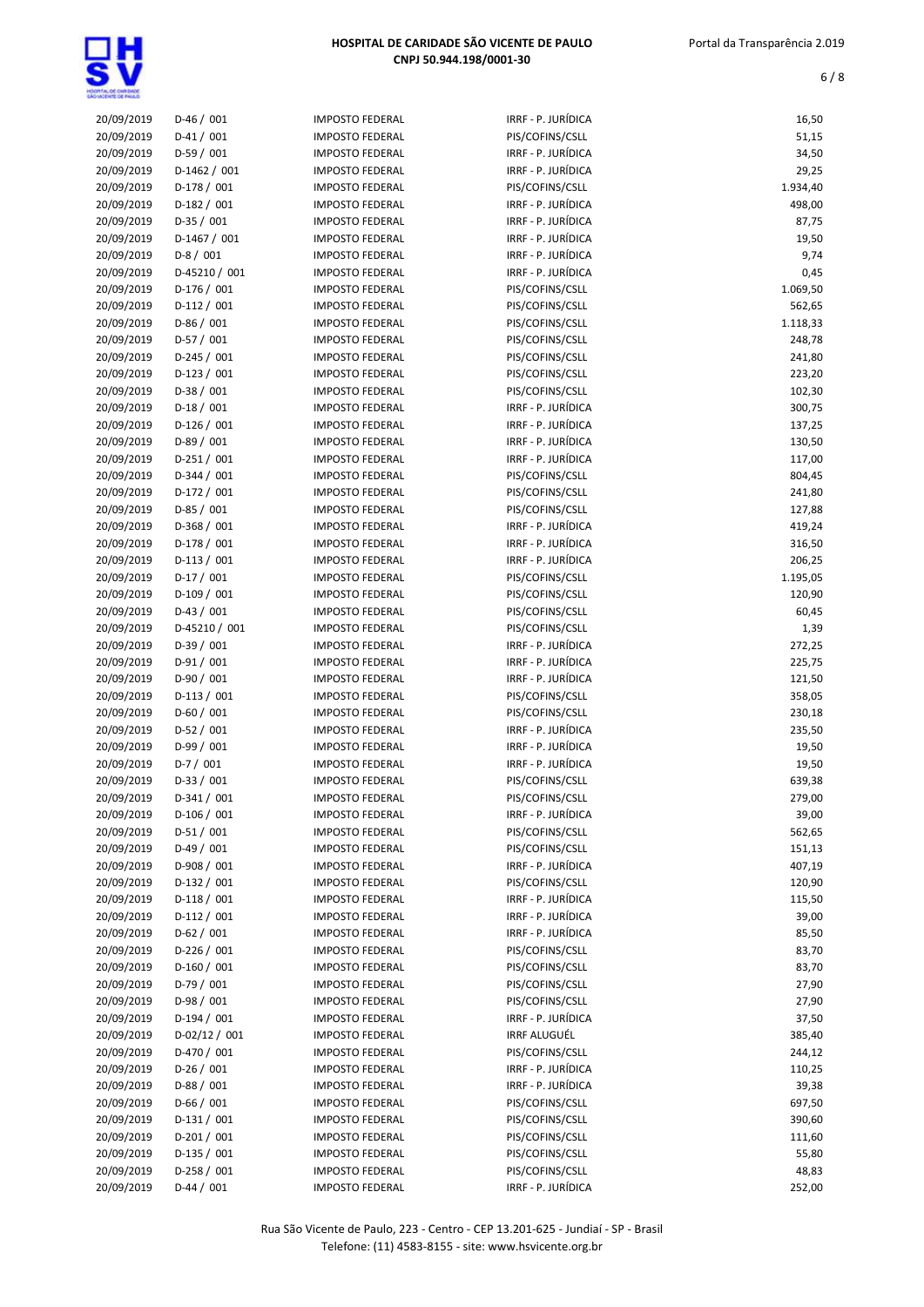| | | | | |
|---|---|---|---|---|
| 20/09/2019 | D-46 / 001 | IMPOSTO FEDERAL | IRRF - P. JURÍDICA | 16,50 |
| 20/09/2019 | D-41 / 001 | IMPOSTO FEDERAL | PIS/COFINS/CSLL | 51,15 |
| 20/09/2019 | D-59 / 001 | IMPOSTO FEDERAL | IRRF - P. JURÍDICA | 34,50 |
| 20/09/2019 | D-1462 / 001 | IMPOSTO FEDERAL | IRRF - P. JURÍDICA | 29,25 |
| 20/09/2019 | D-178 / 001 | IMPOSTO FEDERAL | PIS/COFINS/CSLL | 1.934,40 |
| 20/09/2019 | D-182 / 001 | IMPOSTO FEDERAL | IRRF - P. JURÍDICA | 498,00 |
| 20/09/2019 | D-35 / 001 | IMPOSTO FEDERAL | IRRF - P. JURÍDICA | 87,75 |
| 20/09/2019 | D-1467 / 001 | IMPOSTO FEDERAL | IRRF - P. JURÍDICA | 19,50 |
| 20/09/2019 | D-8 / 001 | IMPOSTO FEDERAL | IRRF - P. JURÍDICA | 9,74 |
| 20/09/2019 | D-45210 / 001 | IMPOSTO FEDERAL | IRRF - P. JURÍDICA | 0,45 |
| 20/09/2019 | D-176 / 001 | IMPOSTO FEDERAL | PIS/COFINS/CSLL | 1.069,50 |
| 20/09/2019 | D-112 / 001 | IMPOSTO FEDERAL | PIS/COFINS/CSLL | 562,65 |
| 20/09/2019 | D-86 / 001 | IMPOSTO FEDERAL | PIS/COFINS/CSLL | 1.118,33 |
| 20/09/2019 | D-57 / 001 | IMPOSTO FEDERAL | PIS/COFINS/CSLL | 248,78 |
| 20/09/2019 | D-245 / 001 | IMPOSTO FEDERAL | PIS/COFINS/CSLL | 241,80 |
| 20/09/2019 | D-123 / 001 | IMPOSTO FEDERAL | PIS/COFINS/CSLL | 223,20 |
| 20/09/2019 | D-38 / 001 | IMPOSTO FEDERAL | PIS/COFINS/CSLL | 102,30 |
| 20/09/2019 | D-18 / 001 | IMPOSTO FEDERAL | IRRF - P. JURÍDICA | 300,75 |
| 20/09/2019 | D-126 / 001 | IMPOSTO FEDERAL | IRRF - P. JURÍDICA | 137,25 |
| 20/09/2019 | D-89 / 001 | IMPOSTO FEDERAL | IRRF - P. JURÍDICA | 130,50 |
| 20/09/2019 | D-251 / 001 | IMPOSTO FEDERAL | IRRF - P. JURÍDICA | 117,00 |
| 20/09/2019 | D-344 / 001 | IMPOSTO FEDERAL | PIS/COFINS/CSLL | 804,45 |
| 20/09/2019 | D-172 / 001 | IMPOSTO FEDERAL | PIS/COFINS/CSLL | 241,80 |
| 20/09/2019 | D-85 / 001 | IMPOSTO FEDERAL | PIS/COFINS/CSLL | 127,88 |
| 20/09/2019 | D-368 / 001 | IMPOSTO FEDERAL | IRRF - P. JURÍDICA | 419,24 |
| 20/09/2019 | D-178 / 001 | IMPOSTO FEDERAL | IRRF - P. JURÍDICA | 316,50 |
| 20/09/2019 | D-113 / 001 | IMPOSTO FEDERAL | IRRF - P. JURÍDICA | 206,25 |
| 20/09/2019 | D-17 / 001 | IMPOSTO FEDERAL | PIS/COFINS/CSLL | 1.195,05 |
| 20/09/2019 | D-109 / 001 | IMPOSTO FEDERAL | PIS/COFINS/CSLL | 120,90 |
| 20/09/2019 | D-43 / 001 | IMPOSTO FEDERAL | PIS/COFINS/CSLL | 60,45 |
| 20/09/2019 | D-45210 / 001 | IMPOSTO FEDERAL | PIS/COFINS/CSLL | 1,39 |
| 20/09/2019 | D-39 / 001 | IMPOSTO FEDERAL | IRRF - P. JURÍDICA | 272,25 |
| 20/09/2019 | D-91 / 001 | IMPOSTO FEDERAL | IRRF - P. JURÍDICA | 225,75 |
| 20/09/2019 | D-90 / 001 | IMPOSTO FEDERAL | IRRF - P. JURÍDICA | 121,50 |
| 20/09/2019 | D-113 / 001 | IMPOSTO FEDERAL | PIS/COFINS/CSLL | 358,05 |
| 20/09/2019 | D-60 / 001 | IMPOSTO FEDERAL | PIS/COFINS/CSLL | 230,18 |
| 20/09/2019 | D-52 / 001 | IMPOSTO FEDERAL | IRRF - P. JURÍDICA | 235,50 |
| 20/09/2019 | D-99 / 001 | IMPOSTO FEDERAL | IRRF - P. JURÍDICA | 19,50 |
| 20/09/2019 | D-7 / 001 | IMPOSTO FEDERAL | IRRF - P. JURÍDICA | 19,50 |
| 20/09/2019 | D-33 / 001 | IMPOSTO FEDERAL | PIS/COFINS/CSLL | 639,38 |
| 20/09/2019 | D-341 / 001 | IMPOSTO FEDERAL | PIS/COFINS/CSLL | 279,00 |
| 20/09/2019 | D-106 / 001 | IMPOSTO FEDERAL | IRRF - P. JURÍDICA | 39,00 |
| 20/09/2019 | D-51 / 001 | IMPOSTO FEDERAL | PIS/COFINS/CSLL | 562,65 |
| 20/09/2019 | D-49 / 001 | IMPOSTO FEDERAL | PIS/COFINS/CSLL | 151,13 |
| 20/09/2019 | D-908 / 001 | IMPOSTO FEDERAL | IRRF - P. JURÍDICA | 407,19 |
| 20/09/2019 | D-132 / 001 | IMPOSTO FEDERAL | PIS/COFINS/CSLL | 120,90 |
| 20/09/2019 | D-118 / 001 | IMPOSTO FEDERAL | IRRF - P. JURÍDICA | 115,50 |
| 20/09/2019 | D-112 / 001 | IMPOSTO FEDERAL | IRRF - P. JURÍDICA | 39,00 |
| 20/09/2019 | D-62 / 001 | IMPOSTO FEDERAL | IRRF - P. JURÍDICA | 85,50 |
| 20/09/2019 | D-226 / 001 | IMPOSTO FEDERAL | PIS/COFINS/CSLL | 83,70 |
| 20/09/2019 | D-160 / 001 | IMPOSTO FEDERAL | PIS/COFINS/CSLL | 83,70 |
| 20/09/2019 | D-79 / 001 | IMPOSTO FEDERAL | PIS/COFINS/CSLL | 27,90 |
| 20/09/2019 | D-98 / 001 | IMPOSTO FEDERAL | PIS/COFINS/CSLL | 27,90 |
| 20/09/2019 | D-194 / 001 | IMPOSTO FEDERAL | IRRF - P. JURÍDICA | 37,50 |
| 20/09/2019 | D-02/12 / 001 | IMPOSTO FEDERAL | IRRF ALUGUÉL | 385,40 |
| 20/09/2019 | D-470 / 001 | IMPOSTO FEDERAL | PIS/COFINS/CSLL | 244,12 |
| 20/09/2019 | D-26 / 001 | IMPOSTO FEDERAL | IRRF - P. JURÍDICA | 110,25 |
| 20/09/2019 | D-88 / 001 | IMPOSTO FEDERAL | IRRF - P. JURÍDICA | 39,38 |
| 20/09/2019 | D-66 / 001 | IMPOSTO FEDERAL | PIS/COFINS/CSLL | 697,50 |
| 20/09/2019 | D-131 / 001 | IMPOSTO FEDERAL | PIS/COFINS/CSLL | 390,60 |
| 20/09/2019 | D-201 / 001 | IMPOSTO FEDERAL | PIS/COFINS/CSLL | 111,60 |
| 20/09/2019 | D-135 / 001 | IMPOSTO FEDERAL | PIS/COFINS/CSLL | 55,80 |
| 20/09/2019 | D-258 / 001 | IMPOSTO FEDERAL | PIS/COFINS/CSLL | 48,83 |
| 20/09/2019 | D-44 / 001 | IMPOSTO FEDERAL | IRRF - P. JURÍDICA | 252,00 |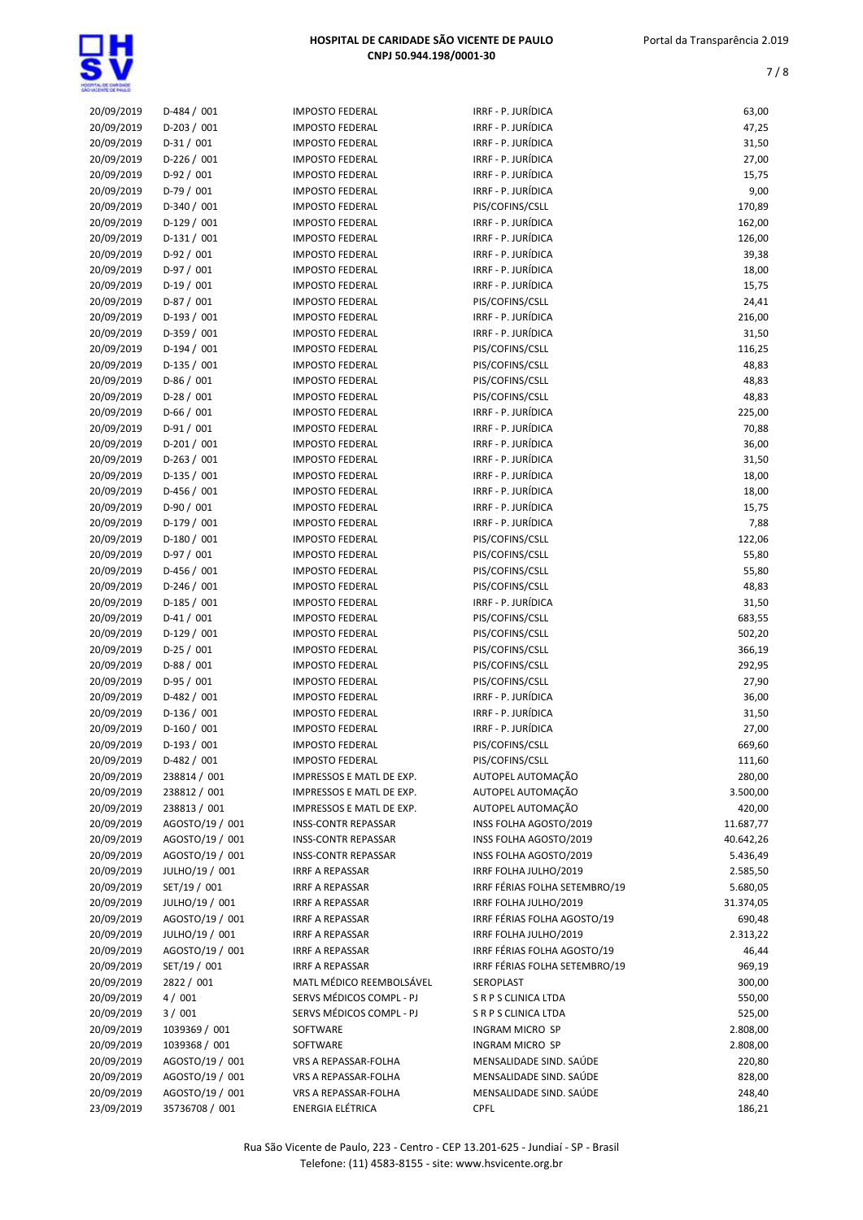| | | | | |
|---|---|---|---|---|
| 20/09/2019 | D-484 / 001 | IMPOSTO FEDERAL | IRRF - P. JURÍDICA | 63,00 |
| 20/09/2019 | D-203 / 001 | IMPOSTO FEDERAL | IRRF - P. JURÍDICA | 47,25 |
| 20/09/2019 | D-31 / 001 | IMPOSTO FEDERAL | IRRF - P. JURÍDICA | 31,50 |
| 20/09/2019 | D-226 / 001 | IMPOSTO FEDERAL | IRRF - P. JURÍDICA | 27,00 |
| 20/09/2019 | D-92 / 001 | IMPOSTO FEDERAL | IRRF - P. JURÍDICA | 15,75 |
| 20/09/2019 | D-79 / 001 | IMPOSTO FEDERAL | IRRF - P. JURÍDICA | 9,00 |
| 20/09/2019 | D-340 / 001 | IMPOSTO FEDERAL | PIS/COFINS/CSLL | 170,89 |
| 20/09/2019 | D-129 / 001 | IMPOSTO FEDERAL | IRRF - P. JURÍDICA | 162,00 |
| 20/09/2019 | D-131 / 001 | IMPOSTO FEDERAL | IRRF - P. JURÍDICA | 126,00 |
| 20/09/2019 | D-92 / 001 | IMPOSTO FEDERAL | IRRF - P. JURÍDICA | 39,38 |
| 20/09/2019 | D-97 / 001 | IMPOSTO FEDERAL | IRRF - P. JURÍDICA | 18,00 |
| 20/09/2019 | D-19 / 001 | IMPOSTO FEDERAL | IRRF - P. JURÍDICA | 15,75 |
| 20/09/2019 | D-87 / 001 | IMPOSTO FEDERAL | PIS/COFINS/CSLL | 24,41 |
| 20/09/2019 | D-193 / 001 | IMPOSTO FEDERAL | IRRF - P. JURÍDICA | 216,00 |
| 20/09/2019 | D-359 / 001 | IMPOSTO FEDERAL | IRRF - P. JURÍDICA | 31,50 |
| 20/09/2019 | D-194 / 001 | IMPOSTO FEDERAL | PIS/COFINS/CSLL | 116,25 |
| 20/09/2019 | D-135 / 001 | IMPOSTO FEDERAL | PIS/COFINS/CSLL | 48,83 |
| 20/09/2019 | D-86 / 001 | IMPOSTO FEDERAL | PIS/COFINS/CSLL | 48,83 |
| 20/09/2019 | D-28 / 001 | IMPOSTO FEDERAL | PIS/COFINS/CSLL | 48,83 |
| 20/09/2019 | D-66 / 001 | IMPOSTO FEDERAL | IRRF - P. JURÍDICA | 225,00 |
| 20/09/2019 | D-91 / 001 | IMPOSTO FEDERAL | IRRF - P. JURÍDICA | 70,88 |
| 20/09/2019 | D-201 / 001 | IMPOSTO FEDERAL | IRRF - P. JURÍDICA | 36,00 |
| 20/09/2019 | D-263 / 001 | IMPOSTO FEDERAL | IRRF - P. JURÍDICA | 31,50 |
| 20/09/2019 | D-135 / 001 | IMPOSTO FEDERAL | IRRF - P. JURÍDICA | 18,00 |
| 20/09/2019 | D-456 / 001 | IMPOSTO FEDERAL | IRRF - P. JURÍDICA | 18,00 |
| 20/09/2019 | D-90 / 001 | IMPOSTO FEDERAL | IRRF - P. JURÍDICA | 15,75 |
| 20/09/2019 | D-179 / 001 | IMPOSTO FEDERAL | IRRF - P. JURÍDICA | 7,88 |
| 20/09/2019 | D-180 / 001 | IMPOSTO FEDERAL | PIS/COFINS/CSLL | 122,06 |
| 20/09/2019 | D-97 / 001 | IMPOSTO FEDERAL | PIS/COFINS/CSLL | 55,80 |
| 20/09/2019 | D-456 / 001 | IMPOSTO FEDERAL | PIS/COFINS/CSLL | 55,80 |
| 20/09/2019 | D-246 / 001 | IMPOSTO FEDERAL | PIS/COFINS/CSLL | 48,83 |
| 20/09/2019 | D-185 / 001 | IMPOSTO FEDERAL | IRRF - P. JURÍDICA | 31,50 |
| 20/09/2019 | D-41 / 001 | IMPOSTO FEDERAL | PIS/COFINS/CSLL | 683,55 |
| 20/09/2019 | D-129 / 001 | IMPOSTO FEDERAL | PIS/COFINS/CSLL | 502,20 |
| 20/09/2019 | D-25 / 001 | IMPOSTO FEDERAL | PIS/COFINS/CSLL | 366,19 |
| 20/09/2019 | D-88 / 001 | IMPOSTO FEDERAL | PIS/COFINS/CSLL | 292,95 |
| 20/09/2019 | D-95 / 001 | IMPOSTO FEDERAL | PIS/COFINS/CSLL | 27,90 |
| 20/09/2019 | D-482 / 001 | IMPOSTO FEDERAL | IRRF - P. JURÍDICA | 36,00 |
| 20/09/2019 | D-136 / 001 | IMPOSTO FEDERAL | IRRF - P. JURÍDICA | 31,50 |
| 20/09/2019 | D-160 / 001 | IMPOSTO FEDERAL | IRRF - P. JURÍDICA | 27,00 |
| 20/09/2019 | D-193 / 001 | IMPOSTO FEDERAL | PIS/COFINS/CSLL | 669,60 |
| 20/09/2019 | D-482 / 001 | IMPOSTO FEDERAL | PIS/COFINS/CSLL | 111,60 |
| 20/09/2019 | 238814 / 001 | IMPRESSOS E MATL DE EXP. | AUTOPEL AUTOMAÇÃO | 280,00 |
| 20/09/2019 | 238812 / 001 | IMPRESSOS E MATL DE EXP. | AUTOPEL AUTOMAÇÃO | 3.500,00 |
| 20/09/2019 | 238813 / 001 | IMPRESSOS E MATL DE EXP. | AUTOPEL AUTOMAÇÃO | 420,00 |
| 20/09/2019 | AGOSTO/19 / 001 | INSS-CONTR REPASSAR | INSS FOLHA AGOSTO/2019 | 11.687,77 |
| 20/09/2019 | AGOSTO/19 / 001 | INSS-CONTR REPASSAR | INSS FOLHA AGOSTO/2019 | 40.642,26 |
| 20/09/2019 | AGOSTO/19 / 001 | INSS-CONTR REPASSAR | INSS FOLHA AGOSTO/2019 | 5.436,49 |
| 20/09/2019 | JULHO/19 / 001 | IRRF A REPASSAR | IRRF FOLHA JULHO/2019 | 2.585,50 |
| 20/09/2019 | SET/19 / 001 | IRRF A REPASSAR | IRRF FÉRIAS FOLHA SETEMBRO/19 | 5.680,05 |
| 20/09/2019 | JULHO/19 / 001 | IRRF A REPASSAR | IRRF FOLHA JULHO/2019 | 31.374,05 |
| 20/09/2019 | AGOSTO/19 / 001 | IRRF A REPASSAR | IRRF FÉRIAS FOLHA AGOSTO/19 | 690,48 |
| 20/09/2019 | JULHO/19 / 001 | IRRF A REPASSAR | IRRF FOLHA JULHO/2019 | 2.313,22 |
| 20/09/2019 | AGOSTO/19 / 001 | IRRF A REPASSAR | IRRF FÉRIAS FOLHA AGOSTO/19 | 46,44 |
| 20/09/2019 | SET/19 / 001 | IRRF A REPASSAR | IRRF FÉRIAS FOLHA SETEMBRO/19 | 969,19 |
| 20/09/2019 | 2822 / 001 | MATL MÉDICO REEMBOLSÁVEL | SEROPLAST | 300,00 |
| 20/09/2019 | 4 / 001 | SERVS MÉDICOS COMPL - PJ | S R P S CLINICA LTDA | 550,00 |
| 20/09/2019 | 3 / 001 | SERVS MÉDICOS COMPL - PJ | S R P S CLINICA LTDA | 525,00 |
| 20/09/2019 | 1039369 / 001 | SOFTWARE | INGRAM MICRO SP | 2.808,00 |
| 20/09/2019 | 1039368 / 001 | SOFTWARE | INGRAM MICRO SP | 2.808,00 |
| 20/09/2019 | AGOSTO/19 / 001 | VRS A REPASSAR-FOLHA | MENSALIDADE SIND. SAÚDE | 220,80 |
| 20/09/2019 | AGOSTO/19 / 001 | VRS A REPASSAR-FOLHA | MENSALIDADE SIND. SAÚDE | 828,00 |
| 20/09/2019 | AGOSTO/19 / 001 | VRS A REPASSAR-FOLHA | MENSALIDADE SIND. SAÚDE | 248,40 |
| 23/09/2019 | 35736708 / 001 | ENERGIA ELÉTRICA | CPFL | 186,21 |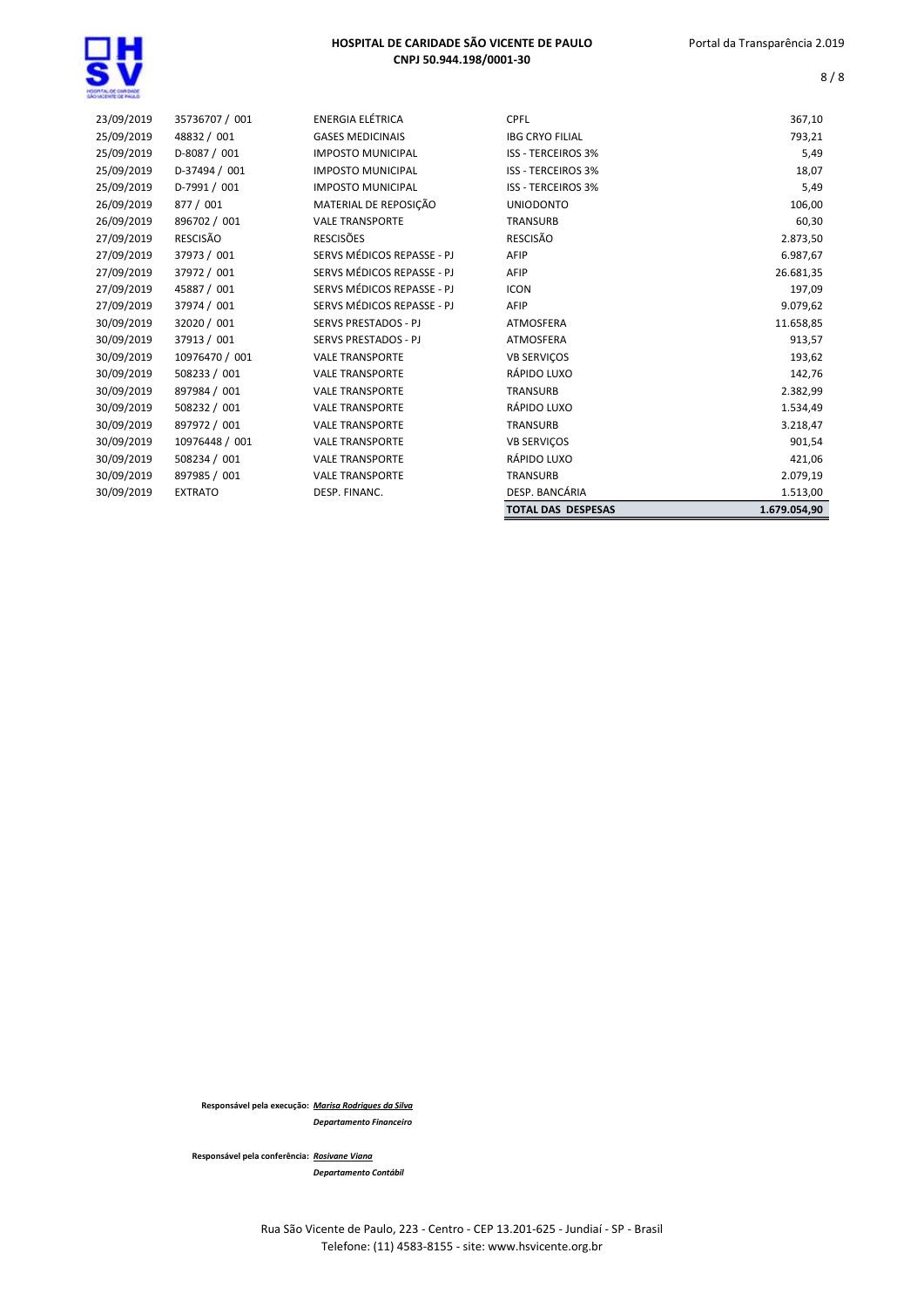| | | | | |
|---|---|---|---|---|
| 23/09/2019 | 35736707 / 001 | ENERGIA ELÉTRICA | CPFL | 367,10 |
| 25/09/2019 | 48832 / 001 | GASES MEDICINAIS | IBG CRYO FILIAL | 793,21 |
| 25/09/2019 | D-8087 / 001 | IMPOSTO MUNICIPAL | ISS - TERCEIROS 3% | 5,49 |
| 25/09/2019 | D-37494 / 001 | IMPOSTO MUNICIPAL | ISS - TERCEIROS 3% | 18,07 |
| 25/09/2019 | D-7991 / 001 | IMPOSTO MUNICIPAL | ISS - TERCEIROS 3% | 5,49 |
| 26/09/2019 | 877 / 001 | MATERIAL DE REPOSIÇÃO | UNIODONTO | 106,00 |
| 26/09/2019 | 896702 / 001 | VALE TRANSPORTE | TRANSURB | 60,30 |
| 27/09/2019 | RESCISÃO | RESCISÕES | RESCISÃO | 2.873,50 |
| 27/09/2019 | 37973 / 001 | SERVS MÉDICOS REPASSE - PJ | AFIP | 6.987,67 |
| 27/09/2019 | 37972 / 001 | SERVS MÉDICOS REPASSE - PJ | AFIP | 26.681,35 |
| 27/09/2019 | 45887 / 001 | SERVS MÉDICOS REPASSE - PJ | ICON | 197,09 |
| 27/09/2019 | 37974 / 001 | SERVS MÉDICOS REPASSE - PJ | AFIP | 9.079,62 |
| 30/09/2019 | 32020 / 001 | SERVS PRESTADOS - PJ | ATMOSFERA | 11.658,85 |
| 30/09/2019 | 37913 / 001 | SERVS PRESTADOS - PJ | ATMOSFERA | 913,57 |
| 30/09/2019 | 10976470 / 001 | VALE TRANSPORTE | VB SERVIÇOS | 193,62 |
| 30/09/2019 | 508233 / 001 | VALE TRANSPORTE | RÁPIDO LUXO | 142,76 |
| 30/09/2019 | 897984 / 001 | VALE TRANSPORTE | TRANSURB | 2.382,99 |
| 30/09/2019 | 508232 / 001 | VALE TRANSPORTE | RÁPIDO LUXO | 1.534,49 |
| 30/09/2019 | 897972 / 001 | VALE TRANSPORTE | TRANSURB | 3.218,47 |
| 30/09/2019 | 10976448 / 001 | VALE TRANSPORTE | VB SERVIÇOS | 901,54 |
| 30/09/2019 | 508234 / 001 | VALE TRANSPORTE | RÁPIDO LUXO | 421,06 |
| 30/09/2019 | 897985 / 001 | VALE TRANSPORTE | TRANSURB | 2.079,19 |
| 30/09/2019 | EXTRATO | DESP. FINANC. | DESP. BANCÁRIA | 1.513,00 |
| | | | **TOTAL DAS DESPESAS** | **1.679.054,90** |

**Responsável pela execução:** ***Marisa Rodrigues da Silva***
***Departamento Financeiro***

**Responsável pela conferência:** ***Rosivane Viana***
***Departamento Contábil***

Rua São Vicente de Paulo, 223 - Centro - CEP 13.201-625 - Jundiaí - SP - Brasil
Telefone: (11) 4583-8155 - site: www.hsvicente.org.br